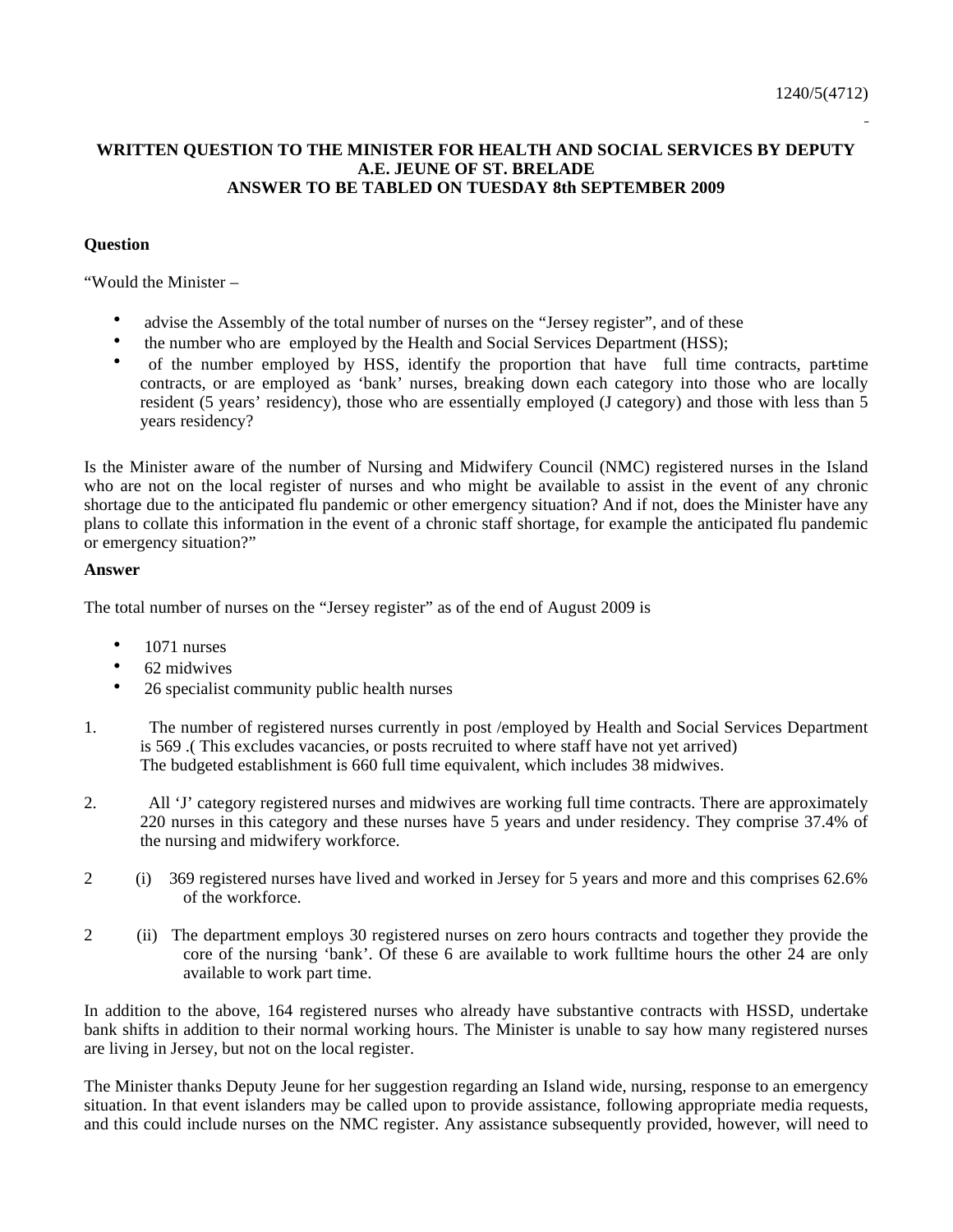1240/5(4712)

**WRITTEN QUESTION TO THE MINISTER FOR HEALTH AND SOCIAL SERVICES BY DEPUTY A.E. JEUNE OF ST. BRELADE ANSWER TO BE TABLED ON TUESDAY 8th SEPTEMBER 2009**

**Question**

"Would the Minister –

- advise the Assembly of the total number of nurses on the "Jersey register", and of these
- the number who are employed by the Health and Social Services Department (HSS);
- of the number employed by HSS, identify the proportion that have full time contracts, part-time contracts, or are employed as 'bank' nurses, breaking down each category into those who are locally resident (5 years' residency), those who are essentially employed (J category) and those with less than 5 years residency?

Is the Minister aware of the number of Nursing and Midwifery Council (NMC) registered nurses in the Island who are not on the local register of nurses and who might be available to assist in the event of any chronic shortage due to the anticipated flu pandemic or other emergency situation? And if not, does the Minister have any plans to collate this information in the event of a chronic staff shortage, for example the anticipated flu pandemic or emergency situation?"

**Answer**

The total number of nurses on the "Jersey register" as of the end of August 2009 is

- 1071 nurses
- 62 midwives
- 26 specialist community public health nurses

1. The number of registered nurses currently in post /employed by Health and Social Services Department is 569 .( This excludes vacancies, or posts recruited to where staff have not yet arrived) The budgeted establishment is 660 full time equivalent, which includes 38 midwives.

2. All 'J' category registered nurses and midwives are working full time contracts. There are approximately 220 nurses in this category and these nurses have 5 years and under residency. They comprise 37.4% of the nursing and midwifery workforce.

2 (i) 369 registered nurses have lived and worked in Jersey for 5 years and more and this comprises 62.6% of the workforce.

2 (ii) The department employs 30 registered nurses on zero hours contracts and together they provide the core of the nursing 'bank'. Of these 6 are available to work fulltime hours the other 24 are only available to work part time.

In addition to the above, 164 registered nurses who already have substantive contracts with HSSD, undertake bank shifts in addition to their normal working hours. The Minister is unable to say how many registered nurses are living in Jersey, but not on the local register.

The Minister thanks Deputy Jeune for her suggestion regarding an Island wide, nursing, response to an emergency situation. In that event islanders may be called upon to provide assistance, following appropriate media requests, and this could include nurses on the NMC register. Any assistance subsequently provided, however, will need to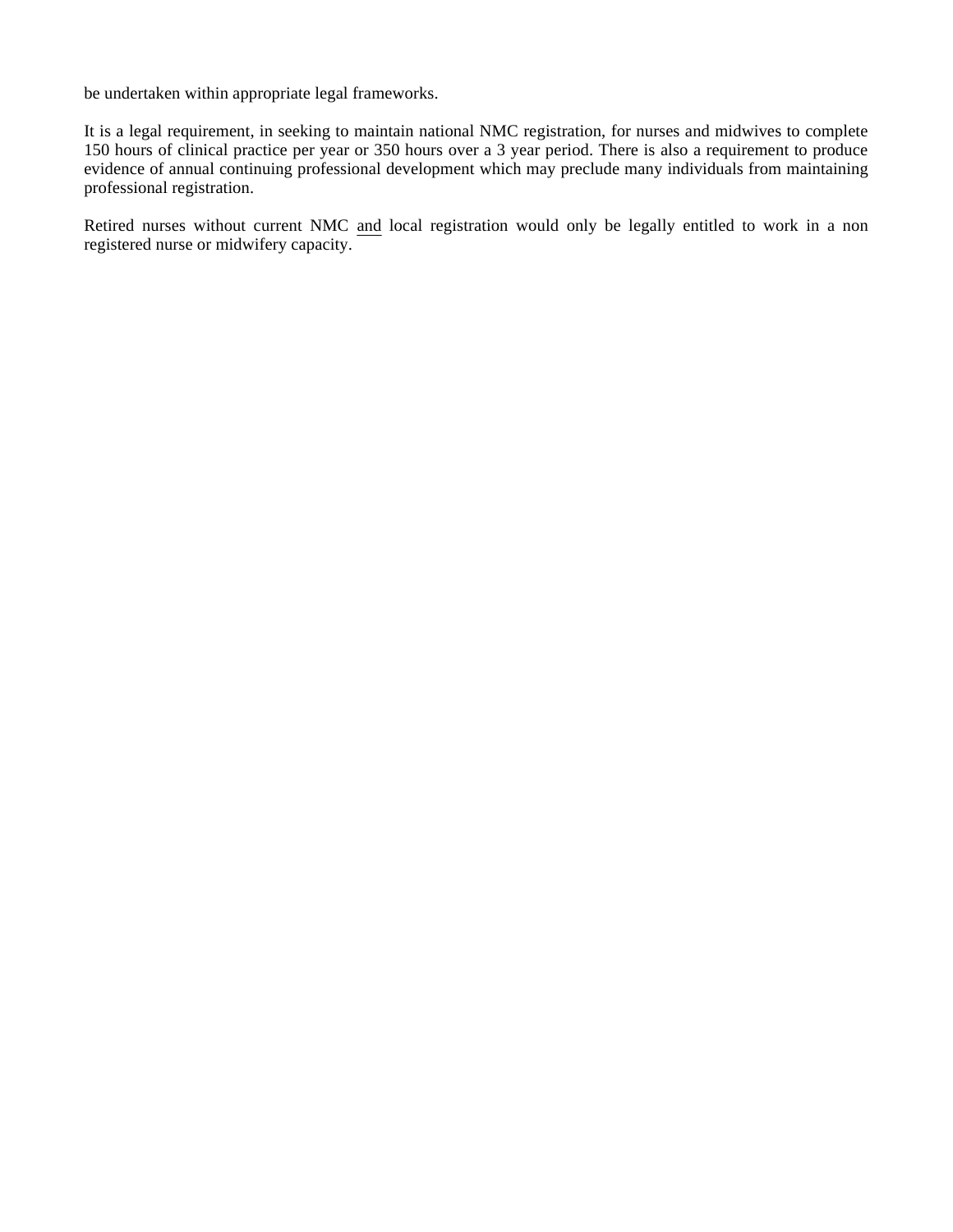be undertaken within appropriate legal frameworks.

It is a legal requirement, in seeking to maintain national NMC registration, for nurses and midwives to complete 150 hours of clinical practice per year or 350 hours over a 3 year period. There is also a requirement to produce evidence of annual continuing professional development which may preclude many individuals from maintaining professional registration.

Retired nurses without current NMC <u>and</u> local registration would only be legally entitled to work in a non registered nurse or midwifery capacity.